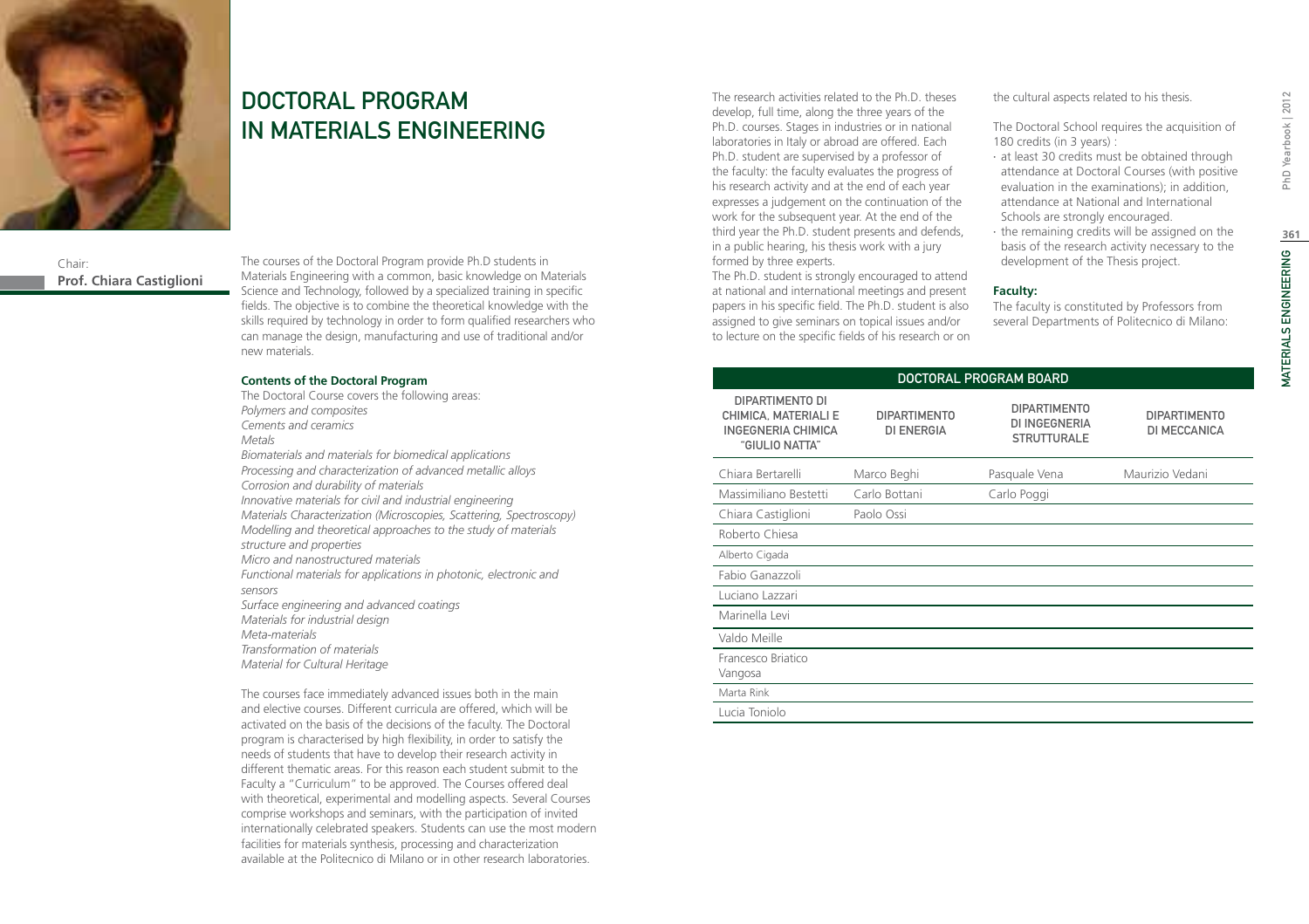# DOCTORAL PROGRAM IN MATERIALS ENGINEERING

Chair:
**Prof. Chiara Castiglioni**

The courses of the Doctoral Program provide Ph.D students in Materials Engineering with a common, basic knowledge on Materials Science and Technology, followed by a specialized training in specific fields. The objective is to combine the theoretical knowledge with the skills required by technology in order to form qualified researchers who can manage the design, manufacturing and use of traditional and/or new materials.

**Contents of the Doctoral Program**

The Doctoral Course covers the following areas:

*Polymers and composites*
*Cements and ceramics*
*Metals*
*Biomaterials and materials for biomedical applications*
*Processing and characterization of advanced metallic alloys*
*Corrosion and durability of materials*
*Innovative materials for civil and industrial engineering*
*Materials Characterization (Microscopies, Scattering, Spectroscopy)*
*Modelling and theoretical approaches to the study of materials structure and properties*
*Micro and nanostructured materials*
*Functional materials for applications in photonic, electronic and sensors*
*Surface engineering and advanced coatings*
*Materials for industrial design*
*Meta-materials*
*Transformation of materials*
*Material for Cultural Heritage*

The courses face immediately advanced issues both in the main and elective courses. Different curricula are offered, which will be activated on the basis of the decisions of the faculty. The Doctoral program is characterised by high flexibility, in order to satisfy the needs of students that have to develop their research activity in different thematic areas. For this reason each student submit to the Faculty a "Curriculum" to be approved. The Courses offered deal with theoretical, experimental and modelling aspects. Several Courses comprise workshops and seminars, with the participation of invited internationally celebrated speakers. Students can use the most modern facilities for materials synthesis, processing and characterization available at the Politecnico di Milano or in other research laboratories.

The research activities related to the Ph.D. theses develop, full time, along the three years of the Ph.D. courses. Stages in industries or in national laboratories in Italy or abroad are offered. Each Ph.D. student are supervised by a professor of the faculty: the faculty evaluates the progress of his research activity and at the end of each year expresses a judgement on the continuation of the work for the subsequent year. At the end of the third year the Ph.D. student presents and defends, in a public hearing, his thesis work with a jury formed by three experts.

The Ph.D. student is strongly encouraged to attend at national and international meetings and present papers in his specific field. The Ph.D. student is also assigned to give seminars on topical issues and/or to lecture on the specific fields of his research or on the cultural aspects related to his thesis.

The Doctoral School requires the acquisition of 180 credits (in 3 years) :

- at least 30 credits must be obtained through attendance at Doctoral Courses (with positive evaluation in the examinations); in addition, attendance at National and International Schools are strongly encouraged.
- the remaining credits will be assigned on the basis of the research activity necessary to the development of the Thesis project.

**Faculty:**

The faculty is constituted by Professors from several Departments of Politecnico di Milano:

| DOCTORAL PROGRAM BOARD | | | |
|---|---|---|---|
| DIPARTIMENTO DI CHIMICA, MATERIALI E INGEGNERIA CHIMICA "GIULIO NATTA" | DIPARTIMENTO DI ENERGIA | DIPARTIMENTO DI INGEGNERIA STRUTTURALE | DIPARTIMENTO DI MECCANICA |
| Chiara Bertarelli | Marco Beghi | Pasquale Vena | Maurizio Vedani |
| Massimiliano Bestetti | Carlo Bottani | Carlo Poggi | |
| Chiara Castiglioni | Paolo Ossi | | |
| Roberto Chiesa | | | |
| Alberto Cigada | | | |
| Fabio Ganazzoli | | | |
| Luciano Lazzari | | | |
| Marinella Levi | | | |
| Valdo Meille | | | |
| Francesco Briatico Vangosa | | | |
| Marta Rink | | | |
| Lucia Toniolo | | | |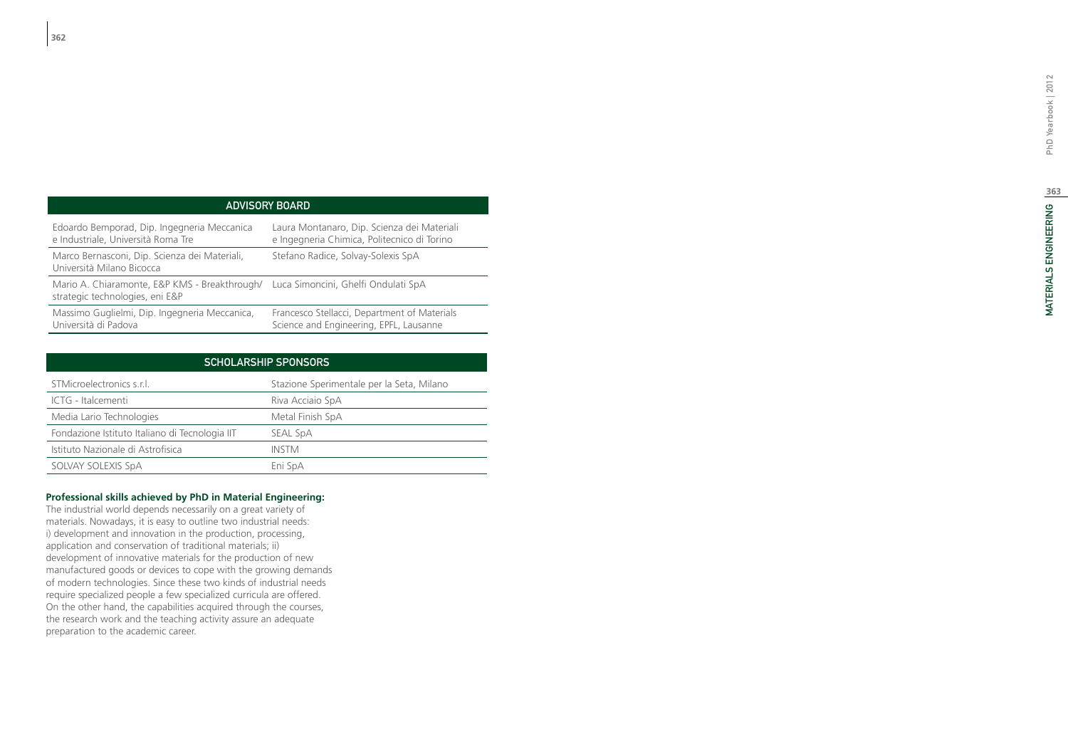| ADVISORY BOARD | |
|---|---|
| Edoardo Bemporad, Dip. Ingegneria Meccanica e Industriale, Università Roma Tre | Laura Montanaro, Dip. Scienza dei Materiali e Ingegneria Chimica, Politecnico di Torino |
| Marco Bernasconi, Dip. Scienza dei Materiali, Università Milano Bicocca | Stefano Radice, Solvay-Solexis SpA |
| Mario A. Chiaramonte, E&P KMS - Breakthrough/ strategic technologies, eni E&P | Luca Simoncini, Ghelfi Ondulati SpA |
| Massimo Guglielmi, Dip. Ingegneria Meccanica, Università di Padova | Francesco Stellacci, Department of Materials Science and Engineering, EPFL, Lausanne |

| SCHOLARSHIP SPONSORS | |
|---|---|
| STMicroelectronics s.r.l. | Stazione Sperimentale per la Seta, Milano |
| ICTG - Italcementi | Riva Acciaio SpA |
| Media Lario Technologies | Metal Finish SpA |
| Fondazione Istituto Italiano di Tecnologia IIT | SEAL SpA |
| Istituto Nazionale di Astrofisica | INSTM |
| SOLVAY SOLEXIS SpA | Eni SpA |

**Professional skills achieved by PhD in Material Engineering:**

The industrial world depends necessarily on a great variety of materials. Nowadays, it is easy to outline two industrial needs: i) development and innovation in the production, processing, application and conservation of traditional materials; ii) development of innovative materials for the production of new manufactured goods or devices to cope with the growing demands of modern technologies. Since these two kinds of industrial needs require specialized people a few specialized curricula are offered. On the other hand, the capabilities acquired through the courses, the research work and the teaching activity assure an adequate preparation to the academic career.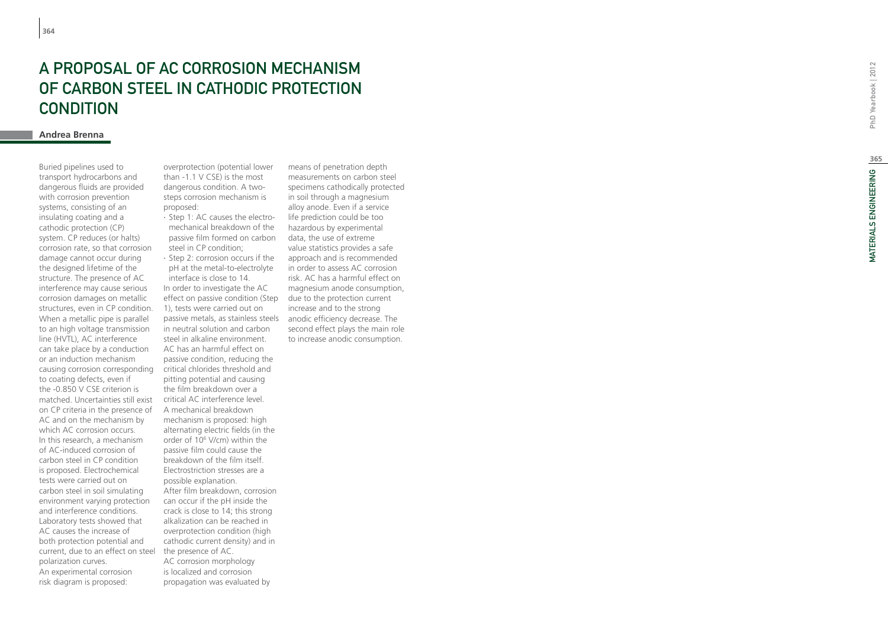# A PROPOSAL OF AC CORROSION MECHANISM OF CARBON STEEL IN CATHODIC PROTECTION CONDITION

**Andrea Brenna**

Buried pipelines used to transport hydrocarbons and dangerous fluids are provided with corrosion prevention systems, consisting of an insulating coating and a cathodic protection (CP) system. CP reduces (or halts) corrosion rate, so that corrosion damage cannot occur during the designed lifetime of the structure. The presence of AC interference may cause serious corrosion damages on metallic structures, even in CP condition. When a metallic pipe is parallel to an high voltage transmission line (HVTL), AC interference can take place by a conduction or an induction mechanism causing corrosion corresponding to coating defects, even if the -0.850 V CSE criterion is matched. Uncertainties still exist on CP criteria in the presence of AC and on the mechanism by which AC corrosion occurs.

In this research, a mechanism of AC-induced corrosion of carbon steel in CP condition is proposed. Electrochemical tests were carried out on carbon steel in soil simulating environment varying protection and interference conditions. Laboratory tests showed that AC causes the increase of both protection potential and current, due to an effect on steel polarization curves.

An experimental corrosion risk diagram is proposed: overprotection (potential lower than -1.1 V CSE) is the most dangerous condition. A two-steps corrosion mechanism is proposed:

- Step 1: AC causes the electro-mechanical breakdown of the passive film formed on carbon steel in CP condition;
- Step 2: corrosion occurs if the pH at the metal-to-electrolyte interface is close to 14.

In order to investigate the AC effect on passive condition (Step 1), tests were carried out on passive metals, as stainless steels in neutral solution and carbon steel in alkaline environment. AC has an harmful effect on passive condition, reducing the critical chlorides threshold and pitting potential and causing the film breakdown over a critical AC interference level.

A mechanical breakdown mechanism is proposed: high alternating electric fields (in the order of $10^6$ V/cm) within the passive film could cause the breakdown of the film itself. Electrostriction stresses are a possible explanation.

After film breakdown, corrosion can occur if the pH inside the crack is close to 14; this strong alkalization can be reached in overprotection condition (high cathodic current density) and in the presence of AC.

AC corrosion morphology is localized and corrosion propagation was evaluated by means of penetration depth measurements on carbon steel specimens cathodically protected in soil through a magnesium alloy anode. Even if a service life prediction could be too hazardous by experimental data, the use of extreme value statistics provides a safe approach and is recommended in order to assess AC corrosion risk. AC has a harmful effect on magnesium anode consumption, due to the protection current increase and to the strong anodic efficiency decrease. The second effect plays the main role to increase anodic consumption.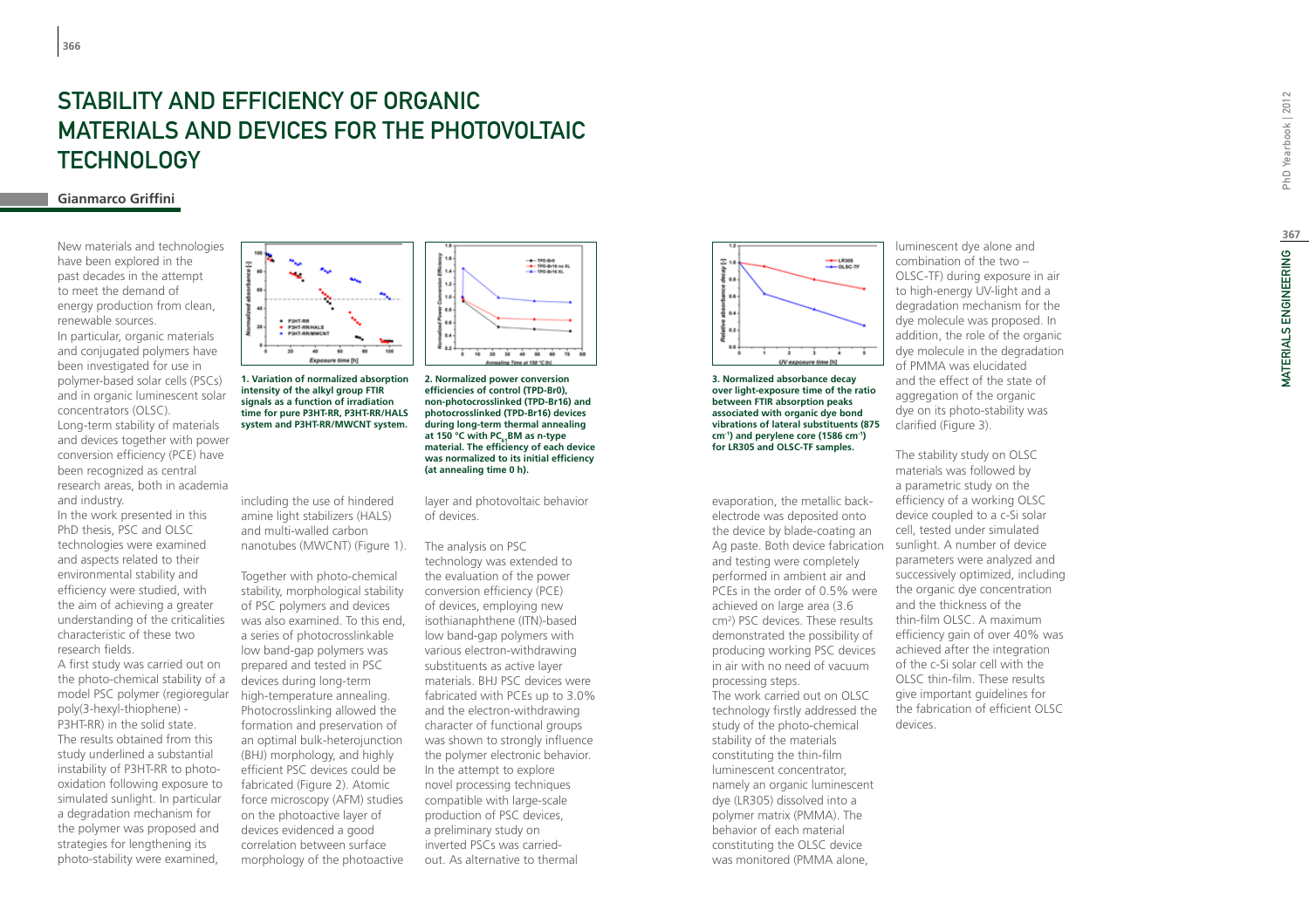# STABILITY AND EFFICIENCY OF ORGANIC MATERIALS AND DEVICES FOR THE PHOTOVOLTAIC TECHNOLOGY

**Gianmarco Griffini**

New materials and technologies have been explored in the past decades in the attempt to meet the demand of energy production from clean, renewable sources.
In particular, organic materials and conjugated polymers have been investigated for use in polymer-based solar cells (PSCs) and in organic luminescent solar concentrators (OLSC).
Long-term stability of materials and devices together with power conversion efficiency (PCE) have been recognized as central research areas, both in academia and industry.
In the work presented in this PhD thesis, PSC and OLSC technologies were examined and aspects related to their environmental stability and efficiency were studied, with the aim of achieving a greater understanding of the criticalities characteristic of these two research fields.
A first study was carried out on the photo-chemical stability of a model PSC polymer (regioregular poly(3-hexyl-thiophene) - P3HT-RR) in the solid state.
The results obtained from this study underlined a substantial instability of P3HT-RR to photo-oxidation following exposure to simulated sunlight. In particular a degradation mechanism for the polymer was proposed and strategies for lengthening its photo-stability were examined, including the use of hindered amine light stabilizers (HALS) and multi-walled carbon nanotubes (MWCNT) (Figure 1).

**1. Variation of normalized absorption intensity of the alkyl group FTIR signals as a function of irradiation time for pure P3HT-RR, P3HT-RR/HALS system and P3HT-RR/MWCNT system.**

Together with photo-chemical stability, morphological stability of PSC polymers and devices was also examined. To this end, a series of photocrosslinkable low band-gap polymers was prepared and tested in PSC devices during long-term high-temperature annealing. Photocrosslinking allowed the formation and preservation of an optimal bulk-heterojunction (BHJ) morphology, and highly efficient PSC devices could be fabricated (Figure 2). Atomic force microscopy (AFM) studies on the photoactive layer of devices evidenced a good correlation between surface morphology of the photoactive layer and photovoltaic behavior of devices.

**2. Normalized power conversion efficiencies of control (TPD-Br0), non-photocrosslinked (TPD-Br16) and photocrosslinked (TPD-Br16) devices during long-term thermal annealing at 150 °C with $PC_{61}BM$ as n-type material. The efficiency of each device was normalized to its initial efficiency (at annealing time 0 h).**

The analysis on PSC technology was extended to the evaluation of the power conversion efficiency (PCE) of devices, employing new isothianaphthene (ITN)-based low band-gap polymers with various electron-withdrawing substituents as active layer materials. BHJ PSC devices were fabricated with PCEs up to 3.0% and the electron-withdrawing character of functional groups was shown to strongly influence the polymer electronic behavior.
In the attempt to explore novel processing techniques compatible with large-scale production of PSC devices, a preliminary study on inverted PSCs was carried-out. As alternative to thermal evaporation, the metallic back-electrode was deposited onto the device by blade-coating an Ag paste. Both device fabrication and testing were completely performed in ambient air and PCEs in the order of 0.5% were achieved on large area (3.6 $cm^2$) PSC devices. These results demonstrated the possibility of producing working PSC devices in air with no need of vacuum processing steps.
The work carried out on OLSC technology firstly addressed the study of the photo-chemical stability of the materials constituting the thin-film luminescent concentrator, namely an organic luminescent dye (LR305) dissolved into a polymer matrix (PMMA). The behavior of each material constituting the OLSC device was monitored (PMMA alone, luminescent dye alone and combination of the two – OLSC-TF) during exposure in air to high-energy UV-light and a degradation mechanism for the dye molecule was proposed. In addition, the role of the organic dye molecule in the degradation of PMMA was elucidated and the effect of the state of aggregation of the organic dye on its photo-stability was clarified (Figure 3).

**3. Normalized absorbance decay over light-exposure time of the ratio between FTIR absorption peaks associated with organic dye bond vibrations of lateral substituents (875 $cm^{-1}$) and perylene core (1586 $cm^{-1}$) for LR305 and OLSC-TF samples.**

The stability study on OLSC materials was followed by a parametric study on the efficiency of a working OLSC device coupled to a c-Si solar cell, tested under simulated sunlight. A number of device parameters were analyzed and successively optimized, including the organic dye concentration and the thickness of the thin-film OLSC. A maximum efficiency gain of over 40% was achieved after the integration of the c-Si solar cell with the OLSC thin-film. These results give important guidelines for the fabrication of efficient OLSC devices.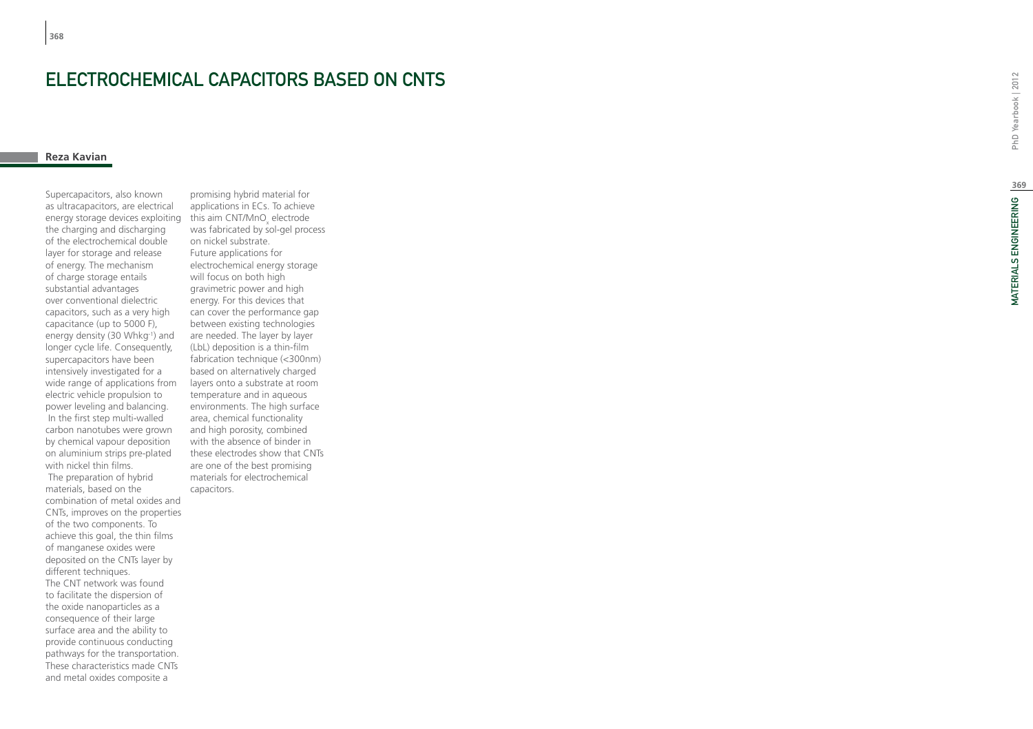# ELECTROCHEMICAL CAPACITORS BASED ON CNTS

**Reza Kavian**

Supercapacitors, also known as ultracapacitors, are electrical energy storage devices exploiting the charging and discharging of the electrochemical double layer for storage and release of energy. The mechanism of charge storage entails substantial advantages over conventional dielectric capacitors, such as a very high capacitance (up to 5000 F), energy density (30 Whkg$^{-1}$) and longer cycle life. Consequently, supercapacitors have been intensively investigated for a wide range of applications from electric vehicle propulsion to power leveling and balancing.

In the first step multi-walled carbon nanotubes were grown by chemical vapour deposition on aluminium strips pre-plated with nickel thin films.

The preparation of hybrid materials, based on the combination of metal oxides and CNTs, improves on the properties of the two components. To achieve this goal, the thin films of manganese oxides were deposited on the CNTs layer by different techniques.

The CNT network was found to facilitate the dispersion of the oxide nanoparticles as a consequence of their large surface area and the ability to provide continuous conducting pathways for the transportation. These characteristics made CNTs and metal oxides composite a promising hybrid material for applications in ECs. To achieve this aim CNT/$MnO_x$ electrode was fabricated by sol-gel process on nickel substrate.

Future applications for electrochemical energy storage will focus on both high gravimetric power and high energy. For this devices that can cover the performance gap between existing technologies are needed. The layer by layer (LbL) deposition is a thin-film fabrication technique (<300nm) based on alternatively charged layers onto a substrate at room temperature and in aqueous environments. The high surface area, chemical functionality and high porosity, combined with the absence of binder in these electrodes show that CNTs are one of the best promising materials for electrochemical capacitors.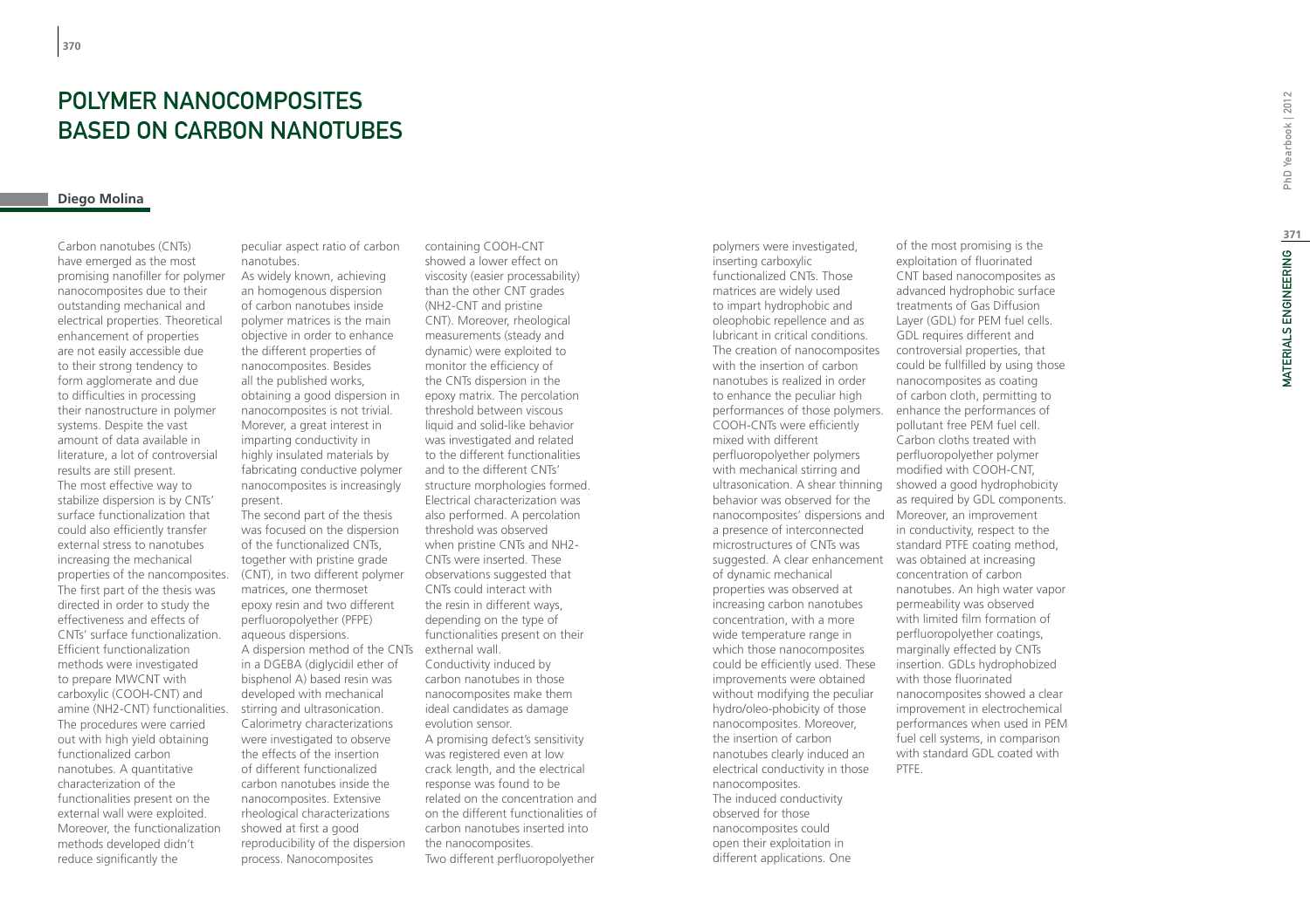# POLYMER NANOCOMPOSITES BASED ON CARBON NANOTUBES

**Diego Molina**

Carbon nanotubes (CNTs) have emerged as the most promising nanofiller for polymer nanocomposites due to their outstanding mechanical and electrical properties. Theoretical enhancement of properties are not easily accessible due to their strong tendency to form agglomerate and due to difficulties in processing their nanostructure in polymer systems. Despite the vast amount of data available in literature, a lot of controversial results are still present.
The most effective way to stabilize dispersion is by CNTs' surface functionalization that could also efficiently transfer external stress to nanotubes increasing the mechanical properties of the nancomposites. The first part of the thesis was directed in order to study the effectiveness and effects of CNTs' surface functionalization. Efficient functionalization methods were investigated to prepare MWCNT with carboxylic (COOH-CNT) and amine (NH2-CNT) functionalities. The procedures were carried out with high yield obtaining functionalized carbon nanotubes. A quantitative characterization of the functionalities present on the external wall were exploited. Moreover, the functionalization methods developed didn't reduce significantly the peculiar aspect ratio of carbon nanotubes.
As widely known, achieving an homogenous dispersion of carbon nanotubes inside polymer matrices is the main objective in order to enhance the different properties of nanocomposites. Besides all the published works, obtaining a good dispersion in nanocomposites is not trivial. Morever, a great interest in imparting conductivity in highly insulated materials by fabricating conductive polymer nanocomposites is increasingly present.
The second part of the thesis was focused on the dispersion of the functionalized CNTs, together with pristine grade (CNT), in two different polymer matrices, one thermoset epoxy resin and two different perfluoropolyether (PFPE) aqueous dispersions.
A dispersion method of the CNTs in a DGEBA (diglycidil ether of bisphenol A) based resin was developed with mechanical stirring and ultrasonication. Calorimetry characterizations were investigated to observe the effects of the insertion of different functionalized carbon nanotubes inside the nanocomposites. Extensive rheological characterizations showed at first a good reproducibility of the dispersion process. Nanocomposites containing COOH-CNT showed a lower effect on viscosity (easier processability) than the other CNT grades (NH2-CNT and pristine CNT). Moreover, rheological measurements (steady and dynamic) were exploited to monitor the efficiency of the CNTs dispersion in the epoxy matrix. The percolation threshold between viscous liquid and solid-like behavior was investigated and related to the different functionalities and to the different CNTs' structure morphologies formed. Electrical characterization was also performed. A percolation threshold was observed when pristine CNTs and NH2-CNTs were inserted. These observations suggested that CNTs could interact with the resin in different ways, depending on the type of functionalities present on their externhal wall.
Conductivity induced by carbon nanotubes in those nanocomposites make them ideal candidates as damage evolution sensor.
A promising defect's sensitivity was registered even at low crack length, and the electrical response was found to be related on the concentration and on the different functionalities of carbon nanotubes inserted into the nanocomposites.
Two different perfluoropolyether polymers were investigated, inserting carboxylic functionalized CNTs. Those matrices are widely used to impart hydrophobic and oleophobic repellence and as lubricant in critical conditions. The creation of nanocomposites with the insertion of carbon nanotubes is realized in order to enhance the peculiar high performances of those polymers. COOH-CNTs were efficiently mixed with different perfluoropolyether polymers with mechanical stirring and ultrasonication. A shear thinning behavior was observed for the nanocomposites' dispersions and a presence of interconnected microstructures of CNTs was suggested. A clear enhancement of dynamic mechanical properties was observed at increasing carbon nanotubes concentration, with a more wide temperature range in which those nanocomposites could be efficiently used. These improvements were obtained without modifying the peculiar hydro/oleo-phobicity of those nanocomposites. Moreover, the insertion of carbon nanotubes clearly induced an electrical conductivity in those nanocomposites.
The induced conductivity observed for those nanocomposites could open their exploitation in different applications. One of the most promising is the exploitation of fluorinated CNT based nanocomposites as advanced hydrophobic surface treatments of Gas Diffusion Layer (GDL) for PEM fuel cells. GDL requires different and controversial properties, that could be fullfilled by using those nanocomposites as coating of carbon cloth, permitting to enhance the performances of pollutant free PEM fuel cell. Carbon cloths treated with perfluoropolyether polymer modified with COOH-CNT, showed a good hydrophobicity as required by GDL components. Moreover, an improvement in conductivity, respect to the standard PTFE coating method, was obtained at increasing concentration of carbon nanotubes. An high water vapor permeability was observed with limited film formation of perfluoropolyether coatings, marginally effected by CNTs insertion. GDLs hydrophobized with those fluorinated nanocomposites showed a clear improvement in electrochemical performances when used in PEM fuel cell systems, in comparison with standard GDL coated with PTFE.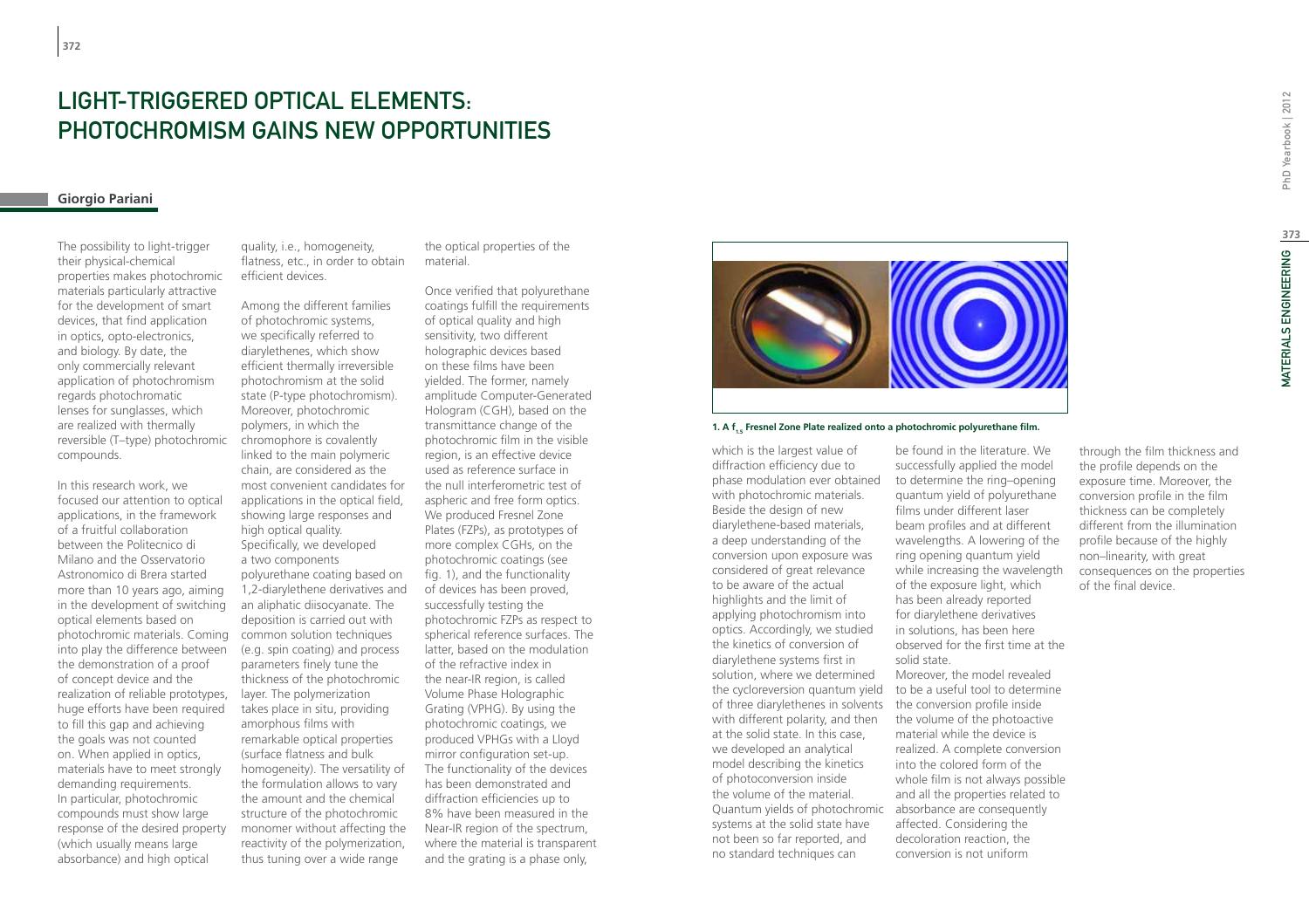# LIGHT-TRIGGERED OPTICAL ELEMENTS: PHOTOCHROMISM GAINS NEW OPPORTUNITIES

**Giorgio Pariani**

The possibility to light-trigger their physical-chemical properties makes photochromic materials particularly attractive for the development of smart devices, that find application in optics, opto-electronics, and biology. By date, the only commercially relevant application of photochromism regards photochromatic lenses for sunglasses, which are realized with thermally reversible (T–type) photochromic compounds.

In this research work, we focused our attention to optical applications, in the framework of a fruitful collaboration between the Politecnico di Milano and the Osservatorio Astronomico di Brera started more than 10 years ago, aiming in the development of switching optical elements based on photochromic materials. Coming into play the difference between the demonstration of a proof of concept device and the realization of reliable prototypes, huge efforts have been required to fill this gap and achieving the goals was not counted on. When applied in optics, materials have to meet strongly demanding requirements. In particular, photochromic compounds must show large response of the desired property (which usually means large absorbance) and high optical quality, i.e., homogeneity, flatness, etc., in order to obtain efficient devices.

Among the different families of photochromic systems, we specifically referred to diarylethenes, which show efficient thermally irreversible photochromism at the solid state (P-type photochromism). Moreover, photochromic polymers, in which the chromophore is covalently linked to the main polymeric chain, are considered as the most convenient candidates for applications in the optical field, showing large responses and high optical quality. Specifically, we developed a two components polyurethane coating based on 1,2-diarylethene derivatives and an aliphatic diisocyanate. The deposition is carried out with common solution techniques (e.g. spin coating) and process parameters finely tune the thickness of the photochromic layer. The polymerization takes place in situ, providing amorphous films with remarkable optical properties (surface flatness and bulk homogeneity). The versatility of the formulation allows to vary the amount and the chemical structure of the photochromic monomer without affecting the reactivity of the polymerization, thus tuning over a wide range the optical properties of the material.

Once verified that polyurethane coatings fulfill the requirements of optical quality and high sensitivity, two different holographic devices based on these films have been yielded. The former, namely amplitude Computer-Generated Hologram (CGH), based on the transmittance change of the photochromic film in the visible region, is an effective device used as reference surface in the null interferometric test of aspheric and free form optics. We produced Fresnel Zone Plates (FZPs), as prototypes of more complex CGHs, on the photochromic coatings (see fig. 1), and the functionality of devices has been proved, successfully testing the photochromic FZPs as respect to spherical reference surfaces. The latter, based on the modulation of the refractive index in the near-IR region, is called Volume Phase Holographic Grating (VPHG). By using the photochromic coatings, we produced VPHGs with a Lloyd mirror configuration set-up. The functionality of the devices has been demonstrated and diffraction efficiencies up to 8% have been measured in the Near-IR region of the spectrum, where the material is transparent and the grating is a phase only, which is the largest value of diffraction efficiency due to phase modulation ever obtained with photochromic materials.

**1. A $f_{1.5}$ Fresnel Zone Plate realized onto a photochromic polyurethane film.**

Beside the design of new diarylethene-based materials, a deep understanding of the conversion upon exposure was considered of great relevance to be aware of the actual highlights and the limit of applying photochromism into optics. Accordingly, we studied the kinetics of conversion of diarylethene systems first in solution, where we determined the cycloreversion quantum yield of three diarylethenes in solvents with different polarity, and then at the solid state. In this case, we developed an analytical model describing the kinetics of photoconversion inside the volume of the material. Quantum yields of photochromic systems at the solid state have not been so far reported, and no standard techniques can be found in the literature. We successfully applied the model to determine the ring–opening quantum yield of polyurethane films under different laser beam profiles and at different wavelengths. A lowering of the ring opening quantum yield while increasing the wavelength of the exposure light, which has been already reported for diarylethene derivatives in solutions, has been here observed for the first time at the solid state.

Moreover, the model revealed to be a useful tool to determine the conversion profile inside the volume of the photoactive material while the device is realized. A complete conversion into the colored form of the whole film is not always possible and all the properties related to absorbance are consequently affected. Considering the decoloration reaction, the conversion is not uniform through the film thickness and the profile depends on the exposure time. Moreover, the conversion profile in the film thickness can be completely different from the illumination profile because of the highly non–linearity, with great consequences on the properties of the final device.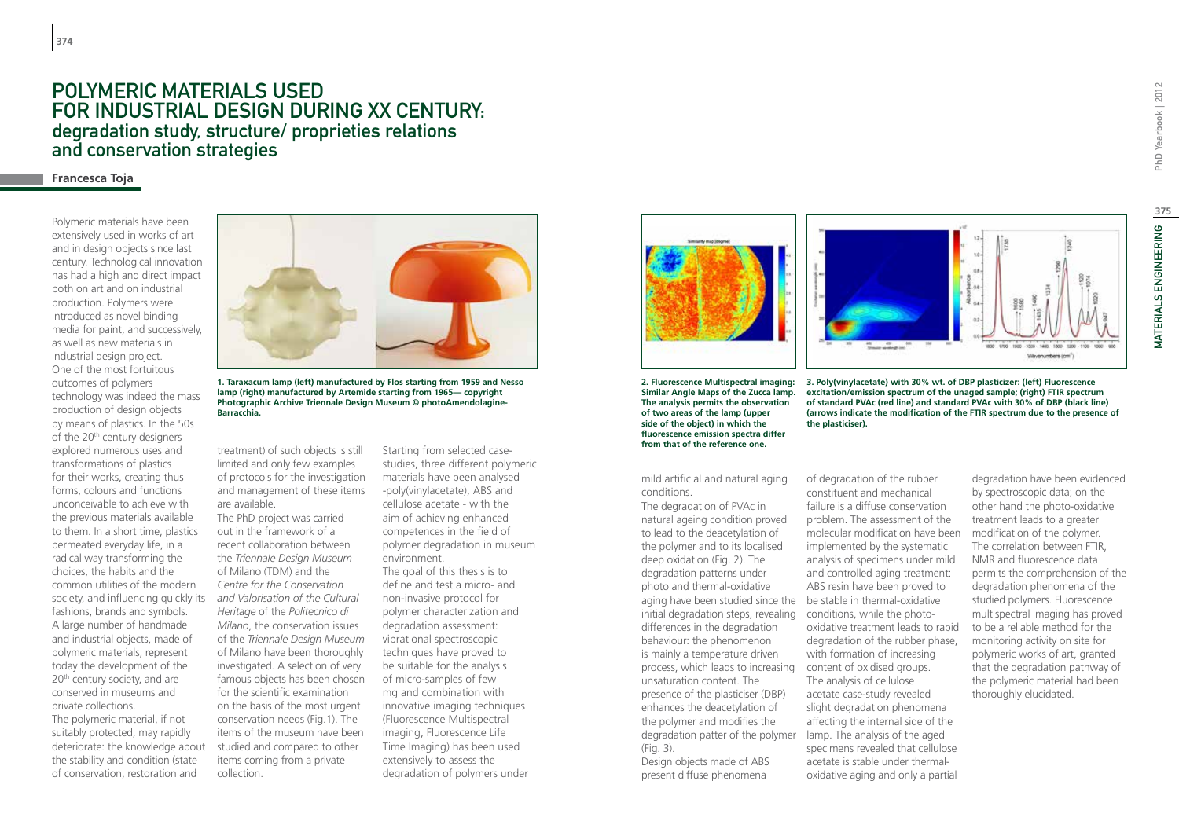# POLYMERIC MATERIALS USED FOR INDUSTRIAL DESIGN DURING XX CENTURY: degradation study, structure/ proprieties relations and conservation strategies

**Francesca Toja**

Polymeric materials have been extensively used in works of art and in design objects since last century. Technological innovation has had a high and direct impact both on art and on industrial production. Polymers were introduced as novel binding media for paint, and successively, as well as new materials in industrial design project. One of the most fortuitous outcomes of polymers technology was indeed the mass production of design objects by means of plastics. In the 50s of the 20th century designers explored numerous uses and transformations of plastics for their works, creating thus forms, colours and functions unconceivable to achieve with the previous materials available to them. In a short time, plastics permeated everyday life, in a radical way transforming the choices, the habits and the common utilities of the modern society, and influencing quickly its fashions, brands and symbols. A large number of handmade and industrial objects, made of polymeric materials, represent today the development of the 20th century society, and are conserved in museums and private collections.

The polymeric material, if not suitably protected, may rapidly deteriorate: the knowledge about the stability and condition (state of conservation, restoration and treatment) of such objects is still limited and only few examples of protocols for the investigation and management of these items are available.

The PhD project was carried out in the framework of a recent collaboration between the *Triennale Design Museum* of Milano (TDM) and the *Centre for the Conservation and Valorisation of the Cultural Heritage* of the *Politecnico di Milano*, the conservation issues of the *Triennale Design Museum* of Milano have been thoroughly investigated. A selection of very famous objects has been chosen for the scientific examination on the basis of the most urgent conservation needs (Fig.1). The items of the museum have been studied and compared to other items coming from a private collection.

**1. Taraxacum lamp (left) manufactured by Flos starting from 1959 and Nesso lamp (right) manufactured by Artemide starting from 1965— copyright Photographic Archive Triennale Design Museum © photoAmendolagine-Barracchia.**

Starting from selected case-studies, three different polymeric materials have been analysed -poly(vinylacetate), ABS and cellulose acetate - with the aim of achieving enhanced competences in the field of polymer degradation in museum environment.

The goal of this thesis is to define and test a micro- and non-invasive protocol for polymer characterization and degradation assessment: vibrational spectroscopic techniques have proved to be suitable for the analysis of micro-samples of few mg and combination with innovative imaging techniques (Fluorescence Multispectral imaging, Fluorescence Life Time Imaging) has been used extensively to assess the degradation of polymers under mild artificial and natural aging conditions.

**2. Fluorescence Multispectral imaging: Similar Angle Maps of the Zucca lamp. The analysis permits the observation of two areas of the lamp (upper side of the object) in which the fluorescence emission spectra differ from that of the reference one.**

**3. Poly(vinylacetate) with 30% wt. of DBP plasticizer: (left) Fluorescence excitation/emission spectrum of the unaged sample; (right) FTIR spectrum of standard PVAc (red line) and standard PVAc with 30% of DBP (black line) (arrows indicate the modification of the FTIR spectrum due to the presence of the plasticiser).**

The degradation of PVAc in natural ageing condition proved to lead to the deacetylation of the polymer and to its localised deep oxidation (Fig. 2). The degradation patterns under photo and thermal-oxidative aging have been studied since the initial degradation steps, revealing differences in the degradation behaviour: the phenomenon is mainly a temperature driven process, which leads to increasing unsaturation content. The presence of the plasticiser (DBP) enhances the deacetylation of the polymer and modifies the degradation patter of the polymer (Fig. 3).

Design objects made of ABS present diffuse phenomena of degradation of the rubber constituent and mechanical failure is a diffuse conservation problem. The assessment of the molecular modification have been implemented by the systematic analysis of specimens under mild and controlled aging treatment: ABS resin have been proved to be stable in thermal-oxidative conditions, while the photo-oxidative treatment leads to rapid degradation of the rubber phase, with formation of increasing content of oxidised groups.

The analysis of cellulose acetate case-study revealed slight degradation phenomena affecting the internal side of the lamp. The analysis of the aged specimens revealed that cellulose acetate is stable under thermal-oxidative aging and only a partial degradation have been evidenced by spectroscopic data; on the other hand the photo-oxidative treatment leads to a greater modification of the polymer. The correlation between FTIR, NMR and fluorescence data permits the comprehension of the degradation phenomena of the studied polymers. Fluorescence multispectral imaging has proved to be a reliable method for the monitoring activity on site for polymeric works of art, granted that the degradation pathway of the polymeric material had been thoroughly elucidated.